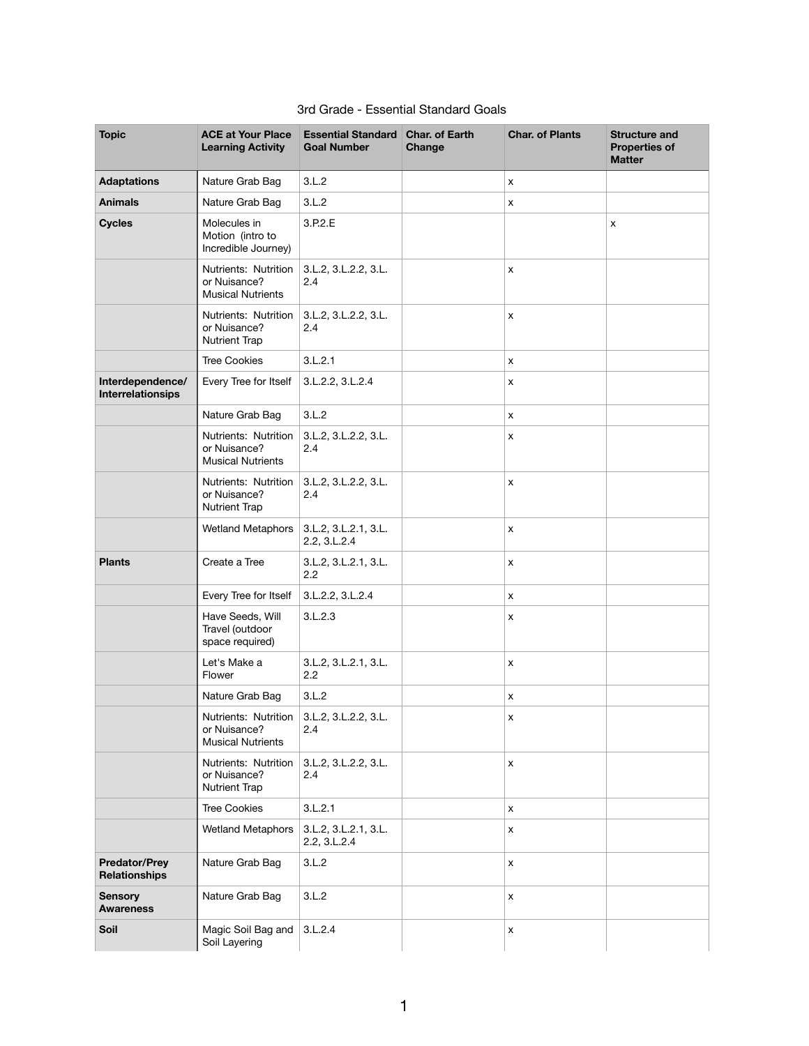# 3rd Grade - Essential Standard Goals

| Topic | ACE at Your Place Learning Activity | Essential Standard Goal Number | Char. of Earth Change | Char. of Plants | Structure and Properties of Matter |
|---|---|---|---|---|---|
| **Adaptations** | Nature Grab Bag | 3.L.2 | | x | |
| **Animals** | Nature Grab Bag | 3.L.2 | | x | |
| **Cycles** | Molecules in Motion (intro to Incredible Journey) | 3.P.2.E | | | x |
| | Nutrients: Nutrition or Nuisance? Musical Nutrients | 3.L.2, 3.L.2.2, 3.L.2.4 | | x | |
| | Nutrients: Nutrition or Nuisance? Nutrient Trap | 3.L.2, 3.L.2.2, 3.L.2.4 | | x | |
| | Tree Cookies | 3.L.2.1 | | x | |
| **Interdependence/ Interrelationsips** | Every Tree for Itself | 3.L.2.2, 3.L.2.4 | | x | |
| | Nature Grab Bag | 3.L.2 | | x | |
| | Nutrients: Nutrition or Nuisance? Musical Nutrients | 3.L.2, 3.L.2.2, 3.L.2.4 | | x | |
| | Nutrients: Nutrition or Nuisance? Nutrient Trap | 3.L.2, 3.L.2.2, 3.L.2.4 | | x | |
| | Wetland Metaphors | 3.L.2, 3.L.2.1, 3.L.2.2, 3.L.2.4 | | x | |
| **Plants** | Create a Tree | 3.L.2, 3.L.2.1, 3.L.2.2 | | x | |
| | Every Tree for Itself | 3.L.2.2, 3.L.2.4 | | x | |
| | Have Seeds, Will Travel (outdoor space required) | 3.L.2.3 | | x | |
| | Let's Make a Flower | 3.L.2, 3.L.2.1, 3.L.2.2 | | x | |
| | Nature Grab Bag | 3.L.2 | | x | |
| | Nutrients: Nutrition or Nuisance? Musical Nutrients | 3.L.2, 3.L.2.2, 3.L.2.4 | | x | |
| | Nutrients: Nutrition or Nuisance? Nutrient Trap | 3.L.2, 3.L.2.2, 3.L.2.4 | | x | |
| | Tree Cookies | 3.L.2.1 | | x | |
| | Wetland Metaphors | 3.L.2, 3.L.2.1, 3.L.2.2, 3.L.2.4 | | x | |
| **Predator/Prey Relationships** | Nature Grab Bag | 3.L.2 | | x | |
| **Sensory Awareness** | Nature Grab Bag | 3.L.2 | | x | |
| **Soil** | Magic Soil Bag and Soil Layering | 3.L.2.4 | | x | |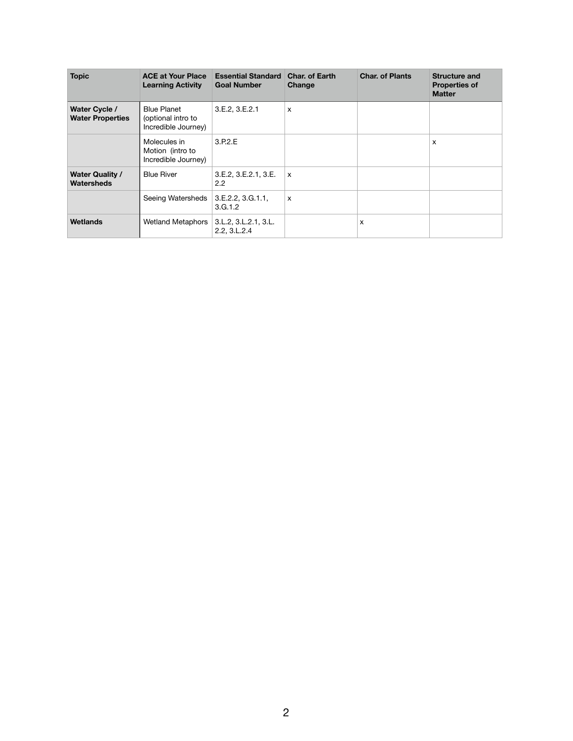| Topic | ACE at Your Place Learning Activity | Essential Standard Goal Number | Char. of Earth Change | Char. of Plants | Structure and Properties of Matter |
|---|---|---|---|---|---|
| **Water Cycle / Water Properties** | Blue Planet (optional intro to Incredible Journey) | 3.E.2, 3.E.2.1 | x | | |
| | Molecules in Motion (intro to Incredible Journey) | 3.P.2.E | | | x |
| **Water Quality / Watersheds** | Blue River | 3.E.2, 3.E.2.1, 3.E.2.2 | x | | |
| | Seeing Watersheds | 3.E.2.2, 3.G.1.1, 3.G.1.2 | x | | |
| **Wetlands** | Wetland Metaphors | 3.L.2, 3.L.2.1, 3.L.2.2, 3.L.2.4 | | x | |